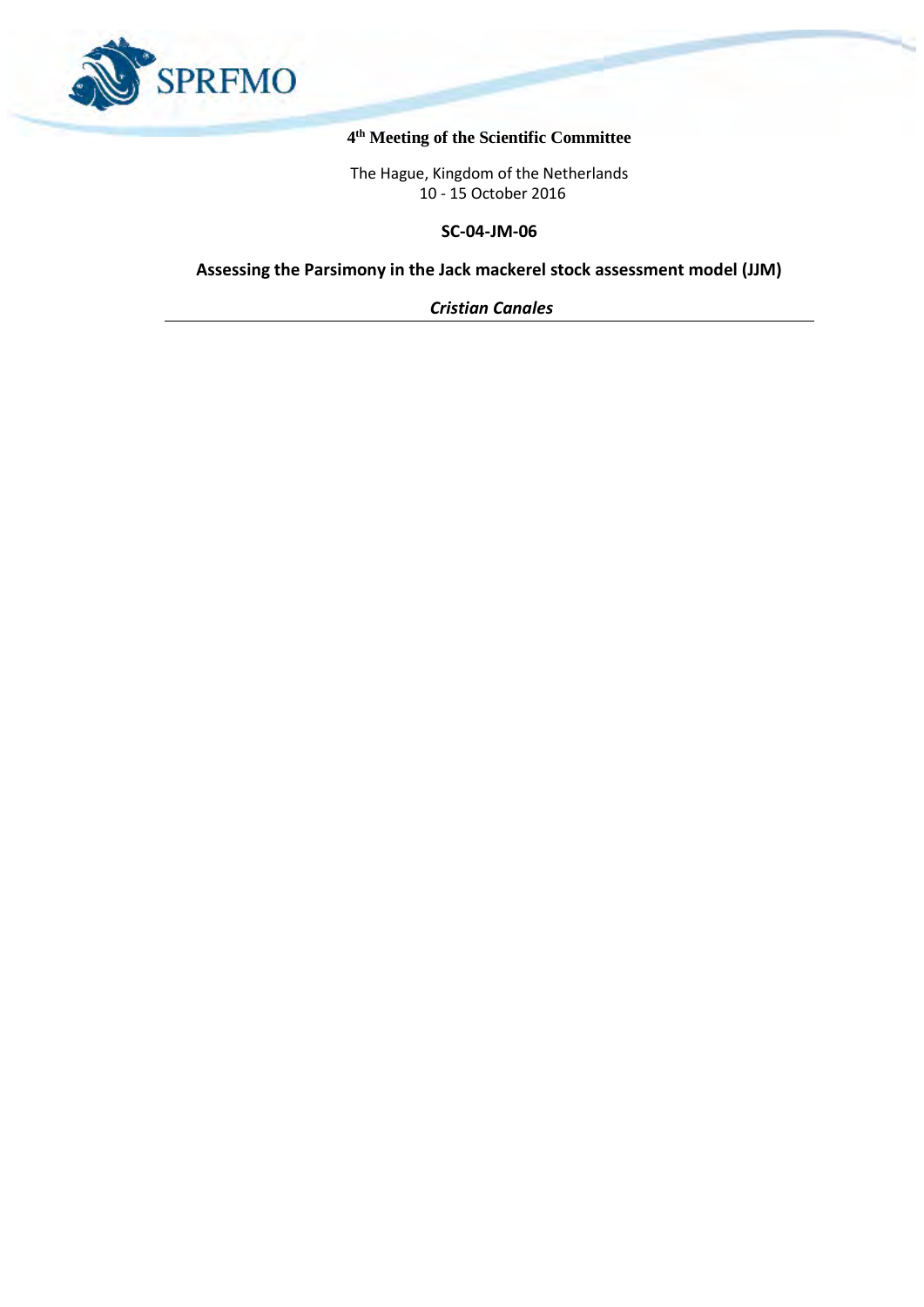**4th Meeting of the Scientific Committee**

The Hague, Kingdom of the Netherlands
10 - 15 October 2016

**SC-04-JM-06**

# Assessing the Parsimony in the Jack mackerel stock assessment model (JJM)

***Cristian Canales***

---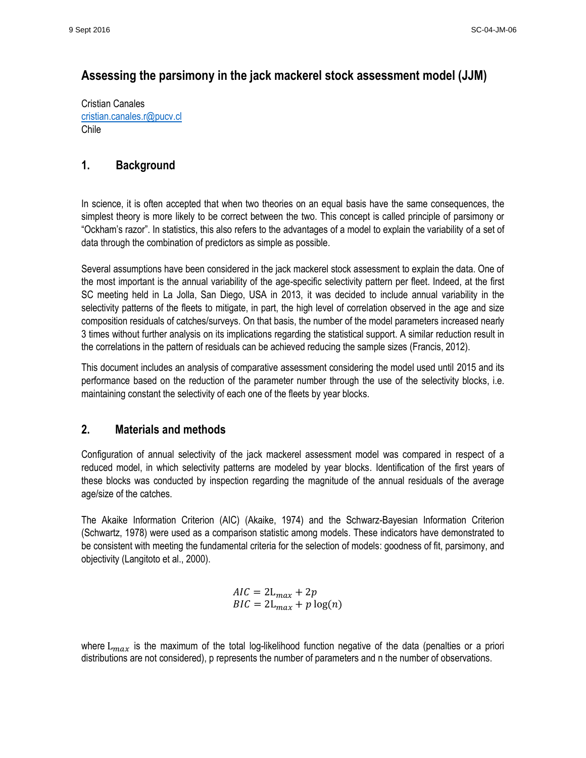# Assessing the parsimony in the jack mackerel stock assessment model (JJM)

Cristian Canales
cristian.canales.r@pucv.cl
Chile

## 1. Background

In science, it is often accepted that when two theories on an equal basis have the same consequences, the simplest theory is more likely to be correct between the two. This concept is called principle of parsimony or "Ockham's razor". In statistics, this also refers to the advantages of a model to explain the variability of a set of data through the combination of predictors as simple as possible.

Several assumptions have been considered in the jack mackerel stock assessment to explain the data. One of the most important is the annual variability of the age-specific selectivity pattern per fleet. Indeed, at the first SC meeting held in La Jolla, San Diego, USA in 2013, it was decided to include annual variability in the selectivity patterns of the fleets to mitigate, in part, the high level of correlation observed in the age and size composition residuals of catches/surveys. On that basis, the number of the model parameters increased nearly 3 times without further analysis on its implications regarding the statistical support. A similar reduction result in the correlations in the pattern of residuals can be achieved reducing the sample sizes (Francis, 2012).

This document includes an analysis of comparative assessment considering the model used until 2015 and its performance based on the reduction of the parameter number through the use of the selectivity blocks, i.e. maintaining constant the selectivity of each one of the fleets by year blocks.

## 2. Materials and methods

Configuration of annual selectivity of the jack mackerel assessment model was compared in respect of a reduced model, in which selectivity patterns are modeled by year blocks. Identification of the first years of these blocks was conducted by inspection regarding the magnitude of the annual residuals of the average age/size of the catches.

The Akaike Information Criterion (AIC) (Akaike, 1974) and the Schwarz-Bayesian Information Criterion (Schwartz, 1978) were used as a comparison statistic among models. These indicators have demonstrated to be consistent with meeting the fundamental criteria for the selection of models: goodness of fit, parsimony, and objectivity (Langitoto et al., 2000).

$$AIC = 2\mathrm{L}_{max} + 2p$$
$$BIC = 2\mathrm{L}_{max} + p\log(n)$$

where $\mathrm{L}_{max}$ is the maximum of the total log-likelihood function negative of the data (penalties or a priori distributions are not considered), p represents the number of parameters and n the number of observations.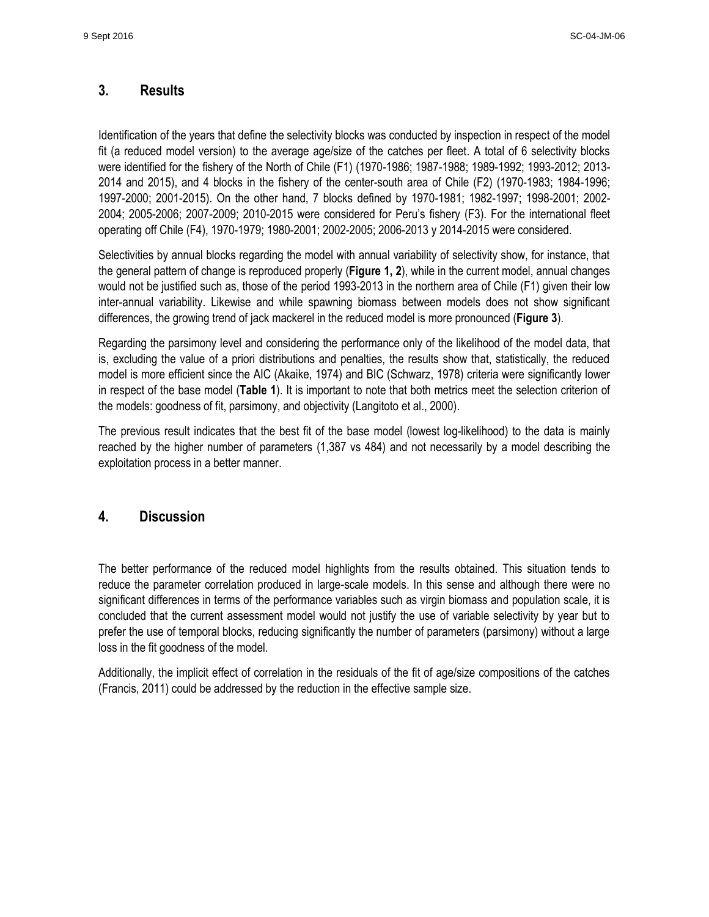## 3. Results

Identification of the years that define the selectivity blocks was conducted by inspection in respect of the model fit (a reduced model version) to the average age/size of the catches per fleet. A total of 6 selectivity blocks were identified for the fishery of the North of Chile (F1) (1970-1986; 1987-1988; 1989-1992; 1993-2012; 2013-2014 and 2015), and 4 blocks in the fishery of the center-south area of Chile (F2) (1970-1983; 1984-1996; 1997-2000; 2001-2015). On the other hand, 7 blocks defined by 1970-1981; 1982-1997; 1998-2001; 2002-2004; 2005-2006; 2007-2009; 2010-2015 were considered for Peru's fishery (F3). For the international fleet operating off Chile (F4), 1970-1979; 1980-2001; 2002-2005; 2006-2013 y 2014-2015 were considered.

Selectivities by annual blocks regarding the model with annual variability of selectivity show, for instance, that the general pattern of change is reproduced properly (**Figure 1, 2**), while in the current model, annual changes would not be justified such as, those of the period 1993-2013 in the northern area of Chile (F1) given their low inter-annual variability. Likewise and while spawning biomass between models does not show significant differences, the growing trend of jack mackerel in the reduced model is more pronounced (**Figure 3**).

Regarding the parsimony level and considering the performance only of the likelihood of the model data, that is, excluding the value of a priori distributions and penalties, the results show that, statistically, the reduced model is more efficient since the AIC (Akaike, 1974) and BIC (Schwarz, 1978) criteria were significantly lower in respect of the base model (**Table 1**). It is important to note that both metrics meet the selection criterion of the models: goodness of fit, parsimony, and objectivity (Langitoto et al., 2000).

The previous result indicates that the best fit of the base model (lowest log-likelihood) to the data is mainly reached by the higher number of parameters (1,387 vs 484) and not necessarily by a model describing the exploitation process in a better manner.

## 4. Discussion

The better performance of the reduced model highlights from the results obtained. This situation tends to reduce the parameter correlation produced in large-scale models. In this sense and although there were no significant differences in terms of the performance variables such as virgin biomass and population scale, it is concluded that the current assessment model would not justify the use of variable selectivity by year but to prefer the use of temporal blocks, reducing significantly the number of parameters (parsimony) without a large loss in the fit goodness of the model.

Additionally, the implicit effect of correlation in the residuals of the fit of age/size compositions of the catches (Francis, 2011) could be addressed by the reduction in the effective sample size.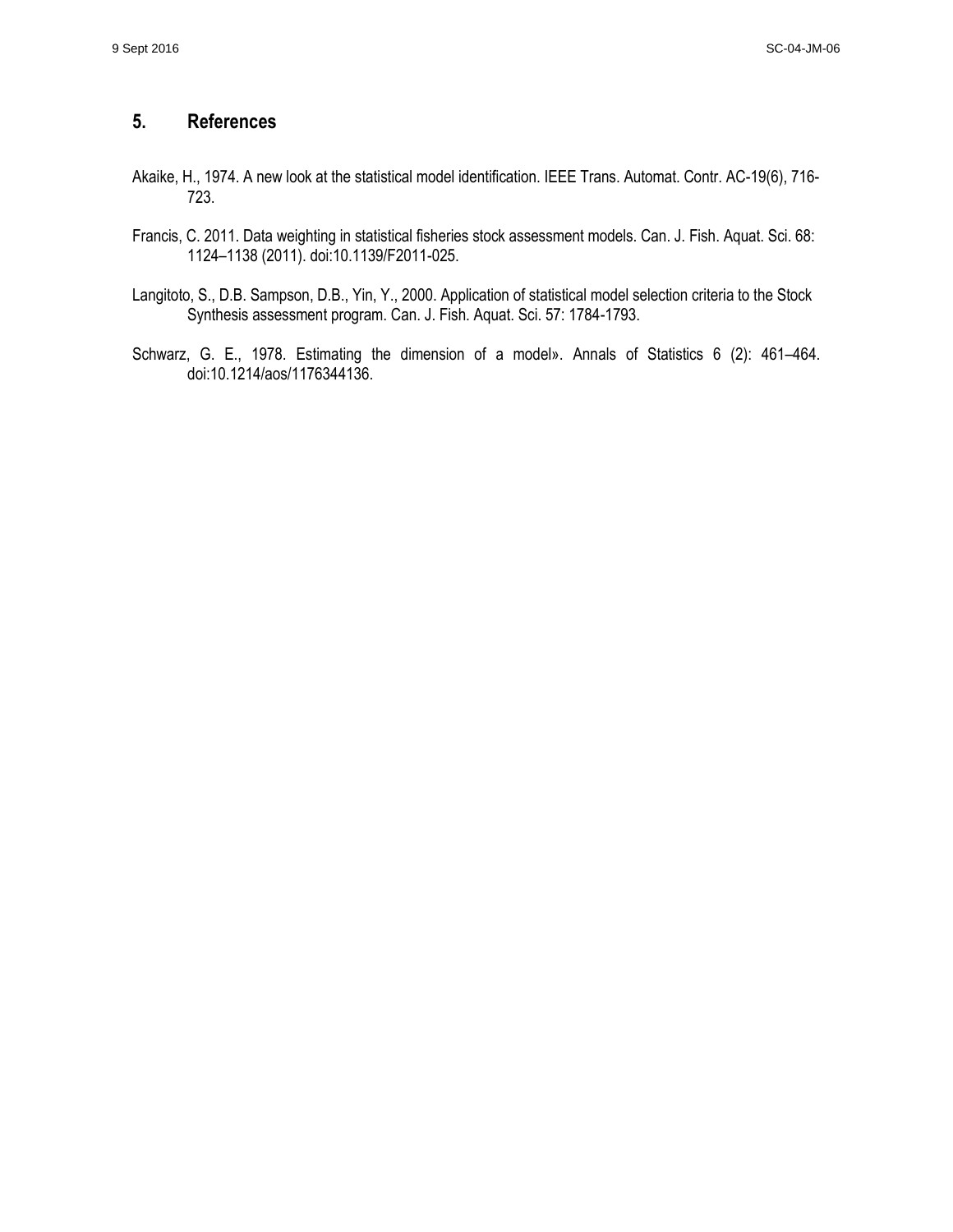## 5. References

Akaike, H., 1974. A new look at the statistical model identification. IEEE Trans. Automat. Contr. AC-19(6), 716-723.

Francis, C. 2011. Data weighting in statistical fisheries stock assessment models. Can. J. Fish. Aquat. Sci. 68: 1124–1138 (2011). doi:10.1139/F2011-025.

Langitoto, S., D.B. Sampson, D.B., Yin, Y., 2000. Application of statistical model selection criteria to the Stock Synthesis assessment program. Can. J. Fish. Aquat. Sci. 57: 1784-1793.

Schwarz, G. E., 1978. Estimating the dimension of a model». Annals of Statistics 6 (2): 461–464. doi:10.1214/aos/1176344136.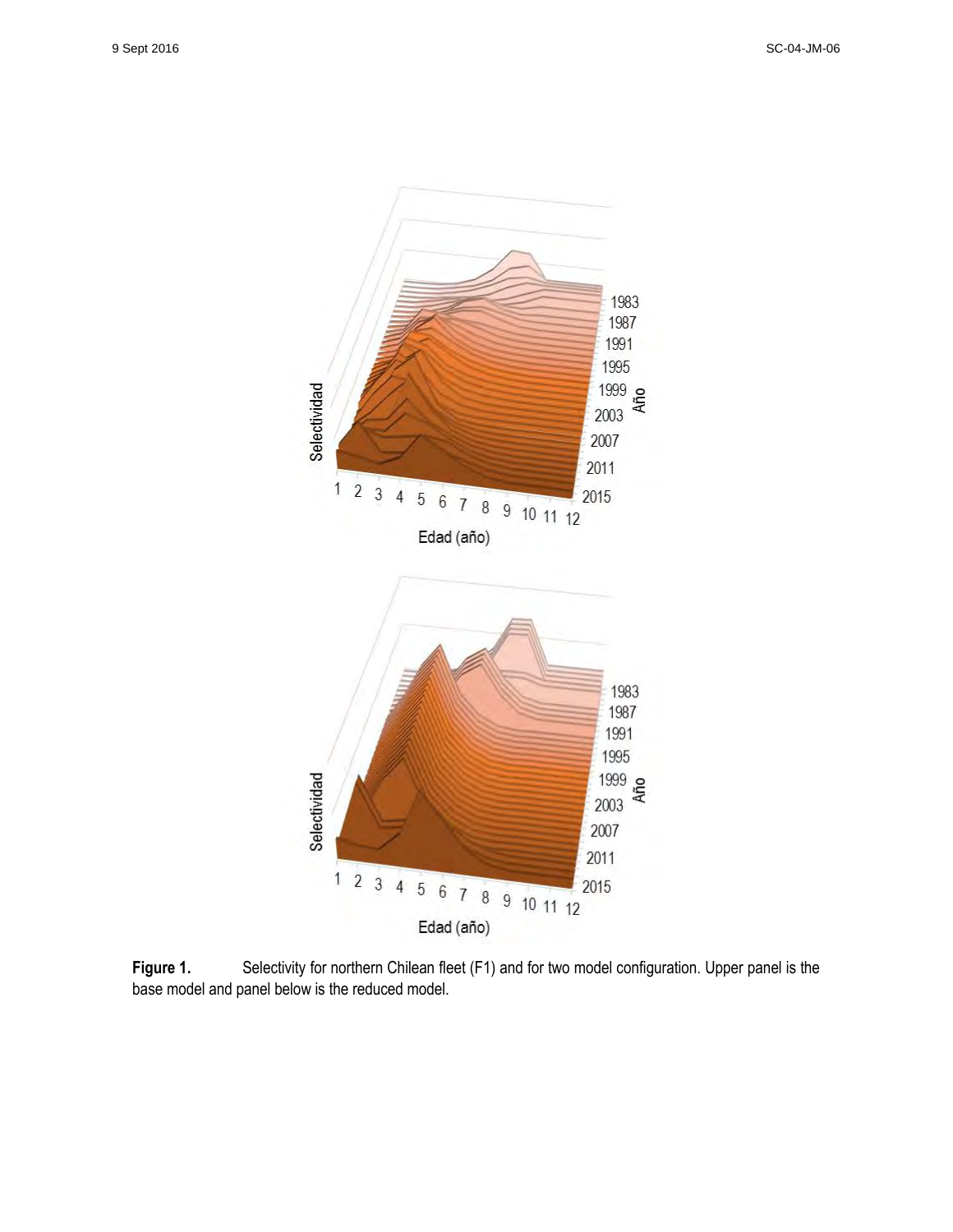**Figure 1.** Selectivity for northern Chilean fleet (F1) and for two model configuration. Upper panel is the base model and panel below is the reduced model.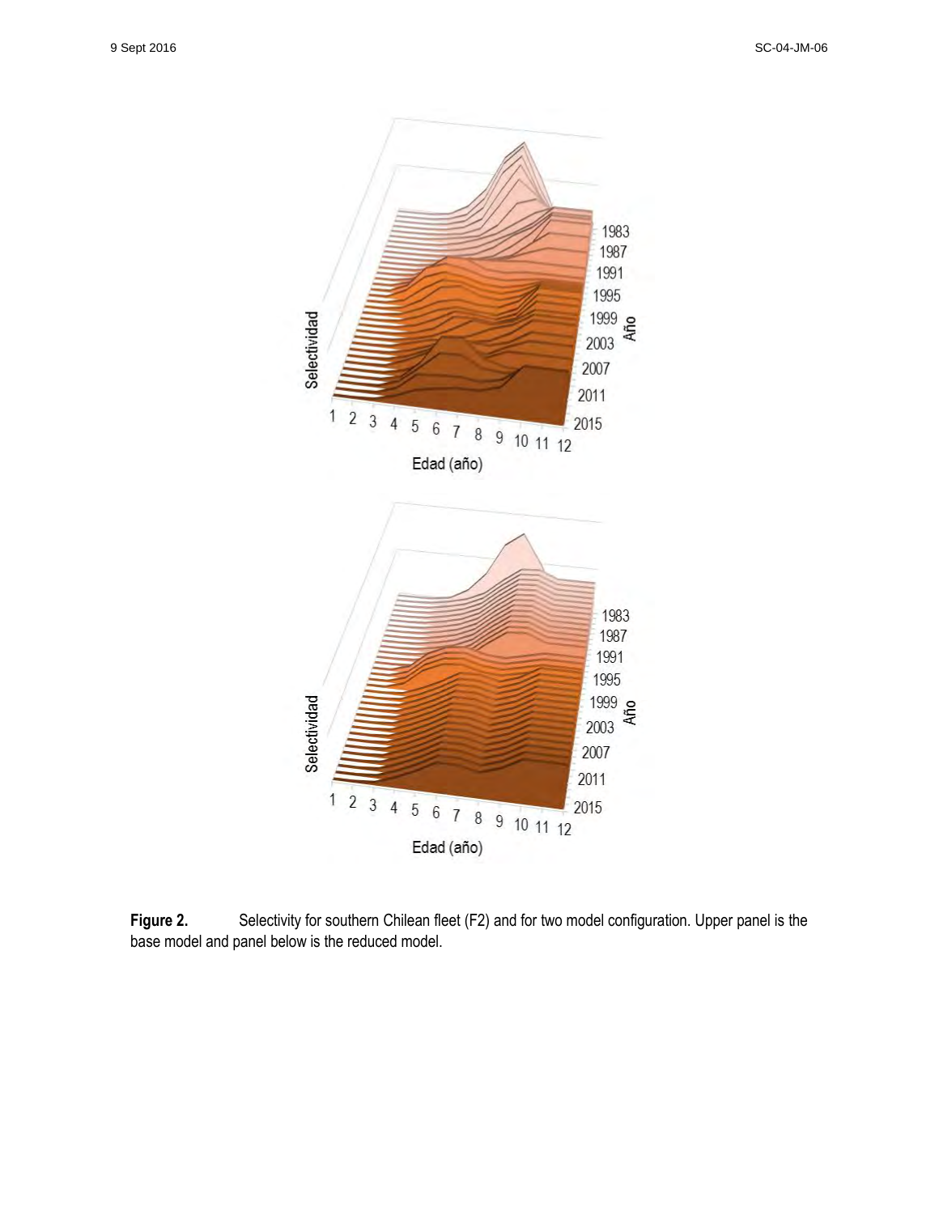**Figure 2.** Selectivity for southern Chilean fleet (F2) and for two model configuration. Upper panel is the base model and panel below is the reduced model.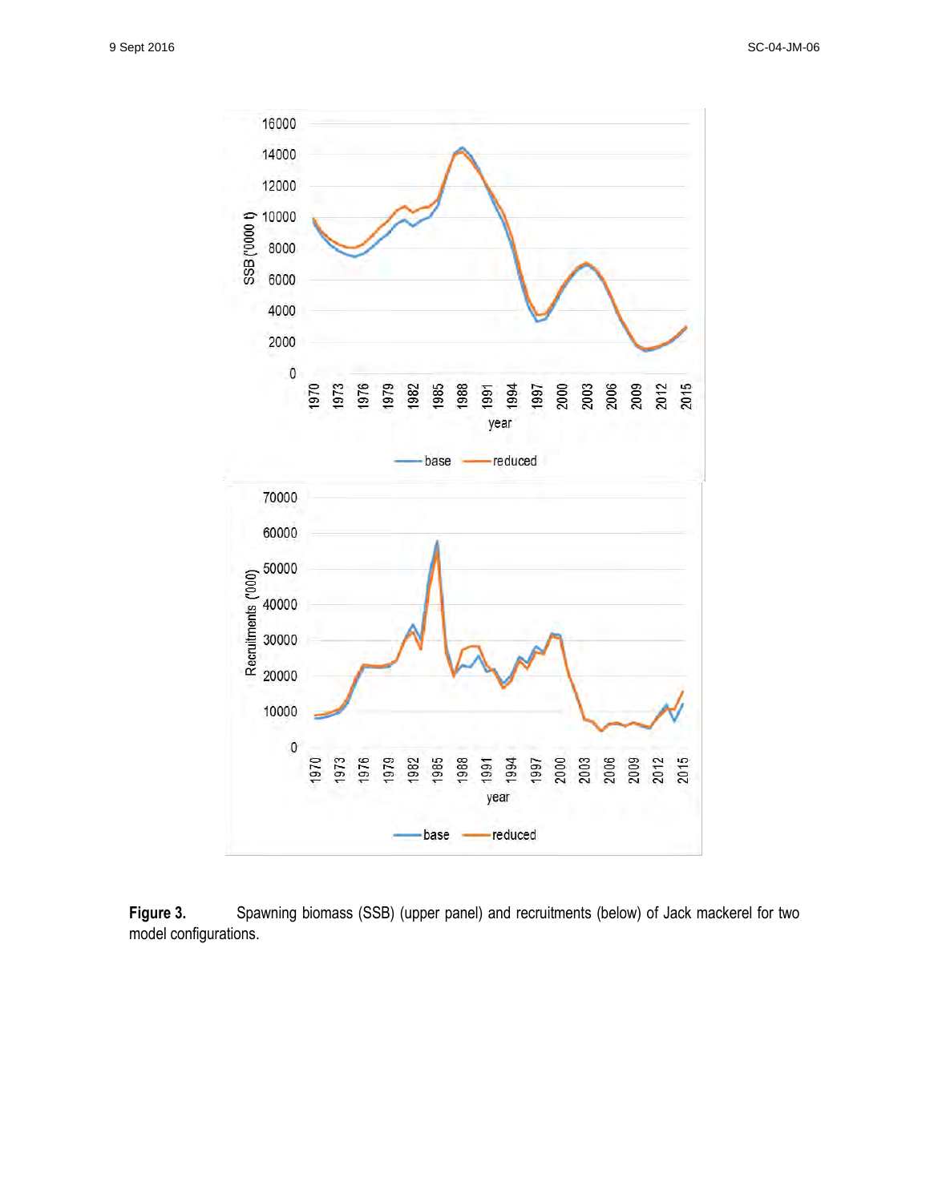**Figure 3.** Spawning biomass (SSB) (upper panel) and recruitments (below) of Jack mackerel for two model configurations.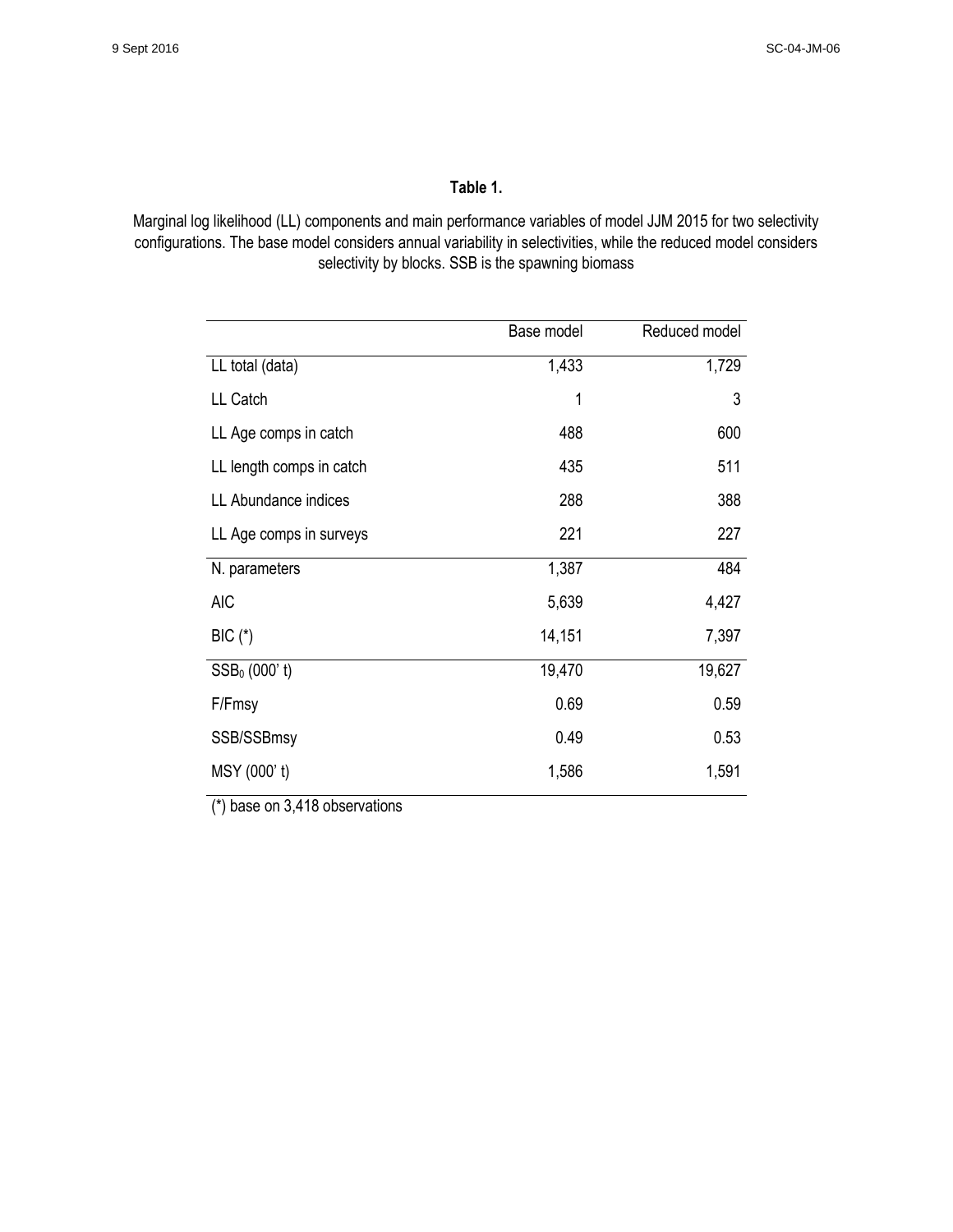**Table 1.**

Marginal log likelihood (LL) components and main performance variables of model JJM 2015 for two selectivity configurations. The base model considers annual variability in selectivities, while the reduced model considers selectivity by blocks. SSB is the spawning biomass

| | Base model | Reduced model |
|---|---|---|
| LL total (data) | 1,433 | 1,729 |
| LL Catch | 1 | 3 |
| LL Age comps in catch | 488 | 600 |
| LL length comps in catch | 435 | 511 |
| LL Abundance indices | 288 | 388 |
| LL Age comps in surveys | 221 | 227 |
| N. parameters | 1,387 | 484 |
| AIC | 5,639 | 4,427 |
| BIC (*) | 14,151 | 7,397 |
| $SSB_0$ (000' t) | 19,470 | 19,627 |
| F/Fmsy | 0.69 | 0.59 |
| SSB/SSBmsy | 0.49 | 0.53 |
| MSY (000' t) | 1,586 | 1,591 |

(*) base on 3,418 observations